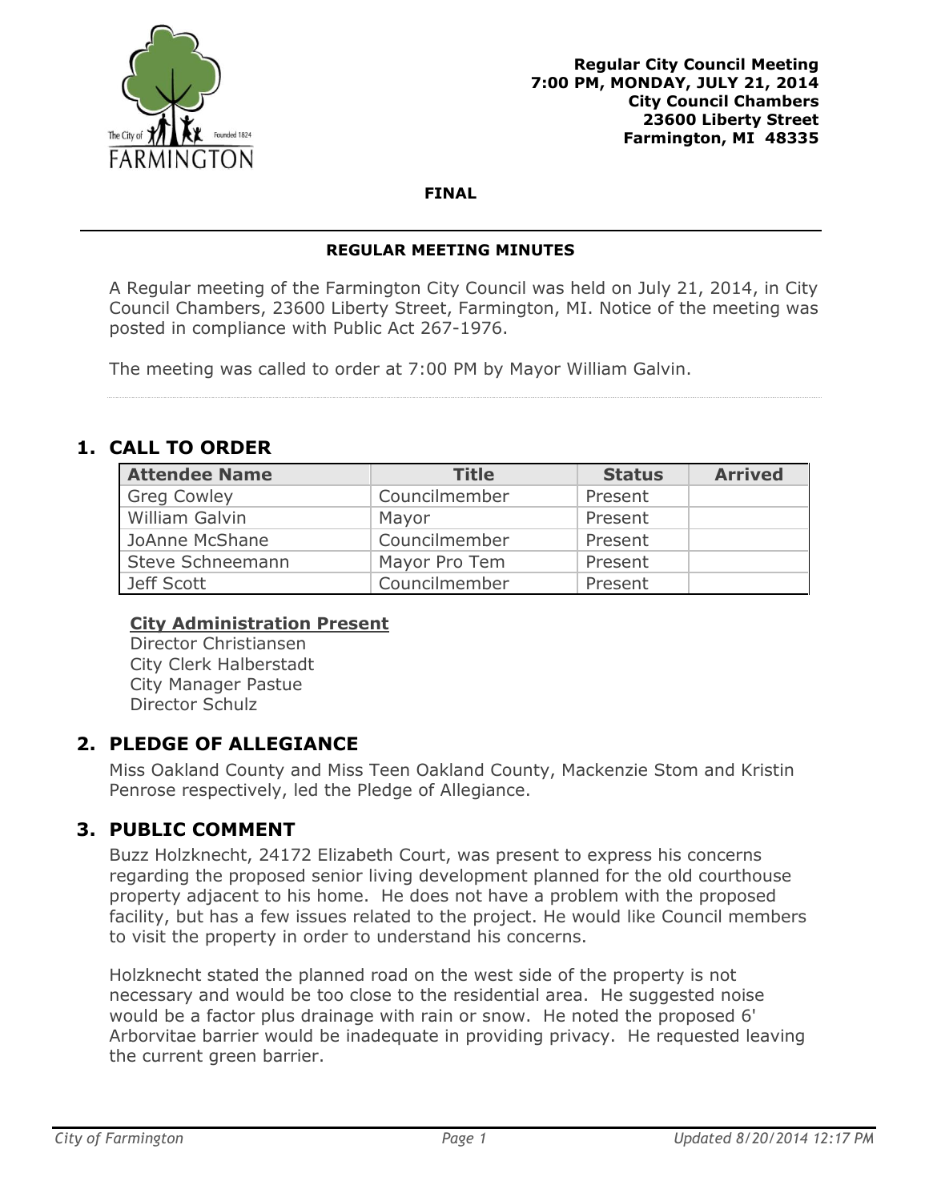**Regular City Council Meeting**
**7:00 PM, MONDAY, JULY 21, 2014**
**City Council Chambers**
**23600 Liberty Street**
**Farmington, MI 48335**

**FINAL**

---

**REGULAR MEETING MINUTES**

A Regular meeting of the Farmington City Council was held on July 21, 2014, in City Council Chambers, 23600 Liberty Street, Farmington, MI. Notice of the meeting was posted in compliance with Public Act 267-1976.

The meeting was called to order at 7:00 PM by Mayor William Galvin.

## 1. CALL TO ORDER

| Attendee Name | Title | Status | Arrived |
|---|---|---|---|
| Greg Cowley | Councilmember | Present | |
| William Galvin | Mayor | Present | |
| JoAnne McShane | Councilmember | Present | |
| Steve Schneemann | Mayor Pro Tem | Present | |
| Jeff Scott | Councilmember | Present | |

**City Administration Present**
Director Christiansen
City Clerk Halberstadt
City Manager Pastue
Director Schulz

## 2. PLEDGE OF ALLEGIANCE

Miss Oakland County and Miss Teen Oakland County, Mackenzie Stom and Kristin Penrose respectively, led the Pledge of Allegiance.

## 3. PUBLIC COMMENT

Buzz Holzknecht, 24172 Elizabeth Court, was present to express his concerns regarding the proposed senior living development planned for the old courthouse property adjacent to his home. He does not have a problem with the proposed facility, but has a few issues related to the project. He would like Council members to visit the property in order to understand his concerns.

Holzknecht stated the planned road on the west side of the property is not necessary and would be too close to the residential area. He suggested noise would be a factor plus drainage with rain or snow. He noted the proposed 6' Arborvitae barrier would be inadequate in providing privacy. He requested leaving the current green barrier.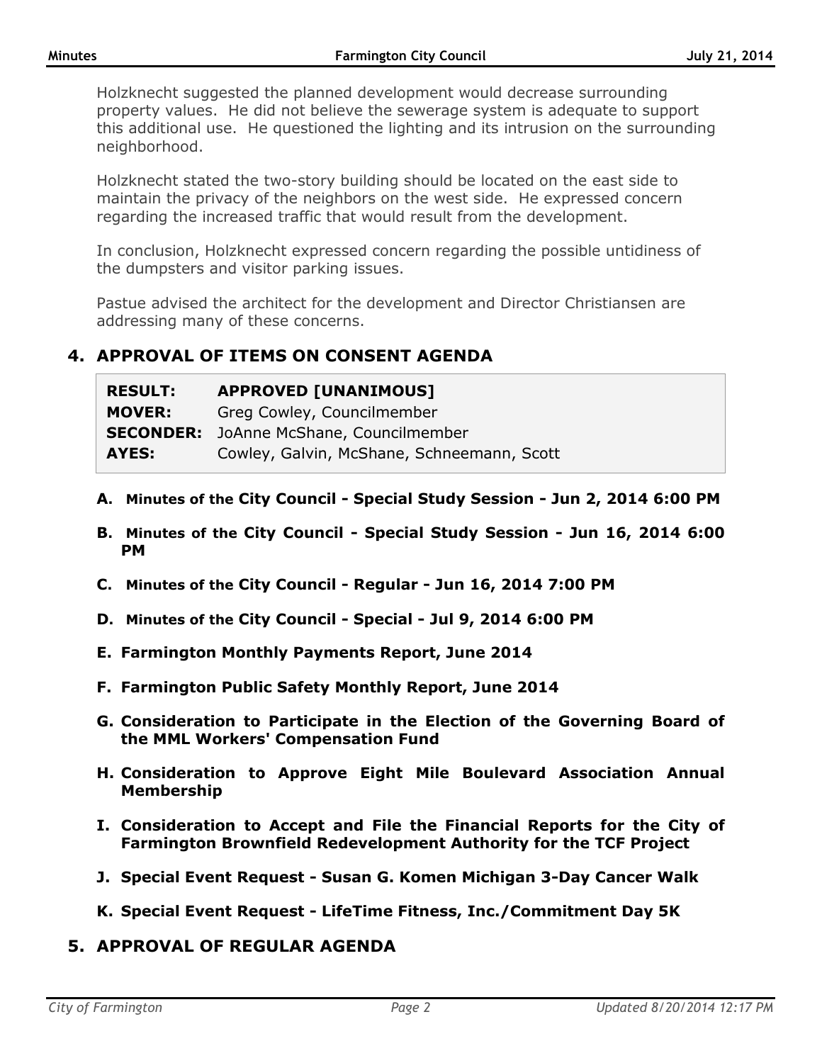Holzknecht suggested the planned development would decrease surrounding property values. He did not believe the sewerage system is adequate to support this additional use. He questioned the lighting and its intrusion on the surrounding neighborhood.

Holzknecht stated the two-story building should be located on the east side to maintain the privacy of the neighbors on the west side. He expressed concern regarding the increased traffic that would result from the development.

In conclusion, Holzknecht expressed concern regarding the possible untidiness of the dumpsters and visitor parking issues.

Pastue advised the architect for the development and Director Christiansen are addressing many of these concerns.

## 4. APPROVAL OF ITEMS ON CONSENT AGENDA

| | |
|---|---|
| **RESULT:** | **APPROVED [UNANIMOUS]** |
| **MOVER:** | Greg Cowley, Councilmember |
| **SECONDER:** | JoAnne McShane, Councilmember |
| **AYES:** | Cowley, Galvin, McShane, Schneemann, Scott |

**A. Minutes of the City Council - Special Study Session - Jun 2, 2014 6:00 PM**

**B. Minutes of the City Council - Special Study Session - Jun 16, 2014 6:00 PM**

**C. Minutes of the City Council - Regular - Jun 16, 2014 7:00 PM**

**D. Minutes of the City Council - Special - Jul 9, 2014 6:00 PM**

**E. Farmington Monthly Payments Report, June 2014**

**F. Farmington Public Safety Monthly Report, June 2014**

**G. Consideration to Participate in the Election of the Governing Board of the MML Workers' Compensation Fund**

**H. Consideration to Approve Eight Mile Boulevard Association Annual Membership**

**I. Consideration to Accept and File the Financial Reports for the City of Farmington Brownfield Redevelopment Authority for the TCF Project**

**J. Special Event Request - Susan G. Komen Michigan 3-Day Cancer Walk**

**K. Special Event Request - LifeTime Fitness, Inc./Commitment Day 5K**

## 5. APPROVAL OF REGULAR AGENDA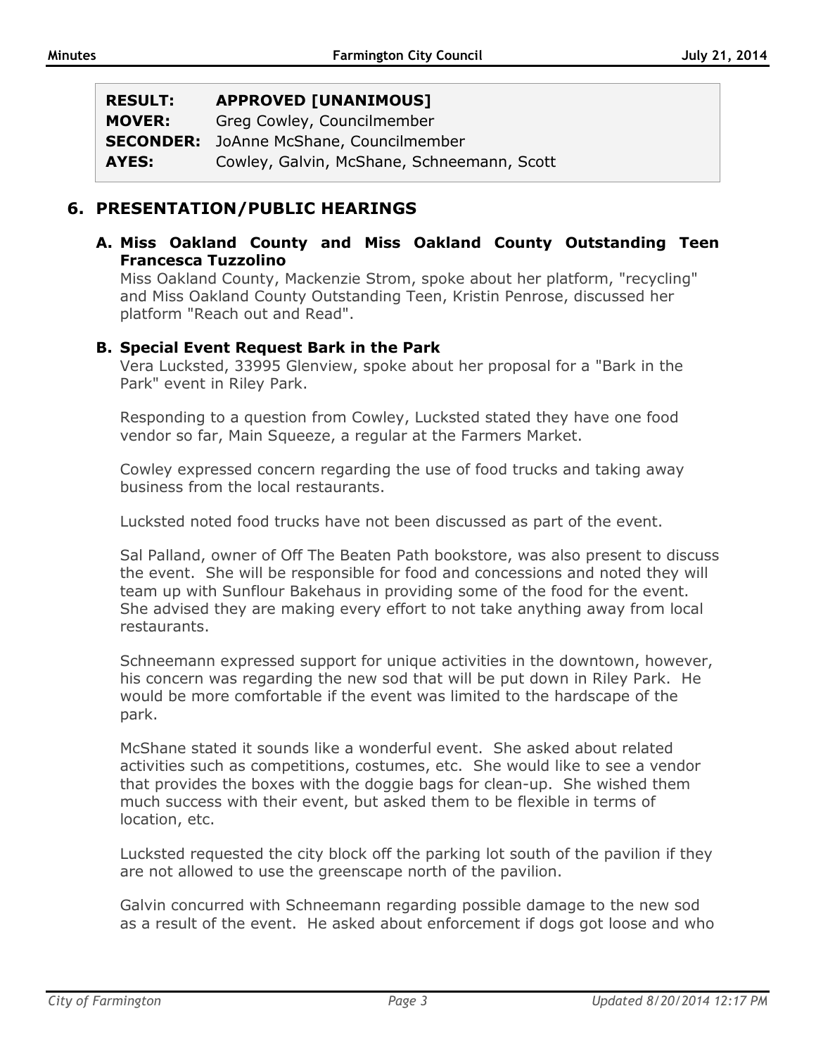| | |
|---|---|
| **RESULT:** | **APPROVED [UNANIMOUS]** |
| **MOVER:** | Greg Cowley, Councilmember |
| **SECONDER:** | JoAnne McShane, Councilmember |
| **AYES:** | Cowley, Galvin, McShane, Schneemann, Scott |

## 6. PRESENTATION/PUBLIC HEARINGS

### A. Miss Oakland County and Miss Oakland County Outstanding Teen Francesca Tuzzolino

Miss Oakland County, Mackenzie Strom, spoke about her platform, "recycling" and Miss Oakland County Outstanding Teen, Kristin Penrose, discussed her platform "Reach out and Read".

### B. Special Event Request Bark in the Park

Vera Lucksted, 33995 Glenview, spoke about her proposal for a "Bark in the Park" event in Riley Park.

Responding to a question from Cowley, Lucksted stated they have one food vendor so far, Main Squeeze, a regular at the Farmers Market.

Cowley expressed concern regarding the use of food trucks and taking away business from the local restaurants.

Lucksted noted food trucks have not been discussed as part of the event.

Sal Palland, owner of Off The Beaten Path bookstore, was also present to discuss the event. She will be responsible for food and concessions and noted they will team up with Sunflour Bakehaus in providing some of the food for the event. She advised they are making every effort to not take anything away from local restaurants.

Schneemann expressed support for unique activities in the downtown, however, his concern was regarding the new sod that will be put down in Riley Park. He would be more comfortable if the event was limited to the hardscape of the park.

McShane stated it sounds like a wonderful event. She asked about related activities such as competitions, costumes, etc. She would like to see a vendor that provides the boxes with the doggie bags for clean-up. She wished them much success with their event, but asked them to be flexible in terms of location, etc.

Lucksted requested the city block off the parking lot south of the pavilion if they are not allowed to use the greenscape north of the pavilion.

Galvin concurred with Schneemann regarding possible damage to the new sod as a result of the event. He asked about enforcement if dogs got loose and who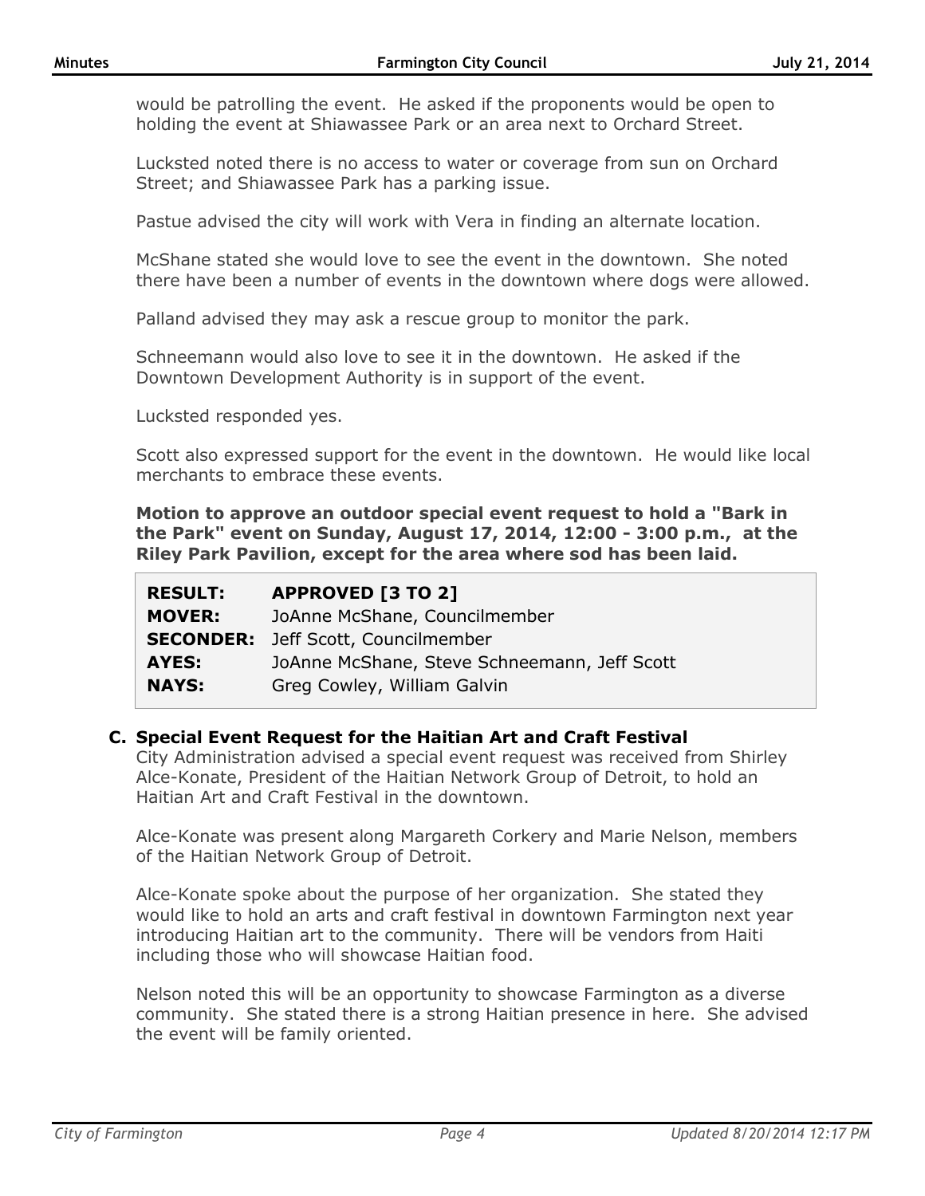would be patrolling the event. He asked if the proponents would be open to holding the event at Shiawassee Park or an area next to Orchard Street.

Lucksted noted there is no access to water or coverage from sun on Orchard Street; and Shiawassee Park has a parking issue.

Pastue advised the city will work with Vera in finding an alternate location.

McShane stated she would love to see the event in the downtown. She noted there have been a number of events in the downtown where dogs were allowed.

Palland advised they may ask a rescue group to monitor the park.

Schneemann would also love to see it in the downtown. He asked if the Downtown Development Authority is in support of the event.

Lucksted responded yes.

Scott also expressed support for the event in the downtown. He would like local merchants to embrace these events.

**Motion to approve an outdoor special event request to hold a "Bark in the Park" event on Sunday, August 17, 2014, 12:00 - 3:00 p.m., at the Riley Park Pavilion, except for the area where sod has been laid.**

| | |
|---|---|
| **RESULT:** | **APPROVED [3 TO 2]** |
| **MOVER:** | JoAnne McShane, Councilmember |
| **SECONDER:** | Jeff Scott, Councilmember |
| **AYES:** | JoAnne McShane, Steve Schneemann, Jeff Scott |
| **NAYS:** | Greg Cowley, William Galvin |

### C. Special Event Request for the Haitian Art and Craft Festival

City Administration advised a special event request was received from Shirley Alce-Konate, President of the Haitian Network Group of Detroit, to hold an Haitian Art and Craft Festival in the downtown.

Alce-Konate was present along Margareth Corkery and Marie Nelson, members of the Haitian Network Group of Detroit.

Alce-Konate spoke about the purpose of her organization. She stated they would like to hold an arts and craft festival in downtown Farmington next year introducing Haitian art to the community. There will be vendors from Haiti including those who will showcase Haitian food.

Nelson noted this will be an opportunity to showcase Farmington as a diverse community. She stated there is a strong Haitian presence in here. She advised the event will be family oriented.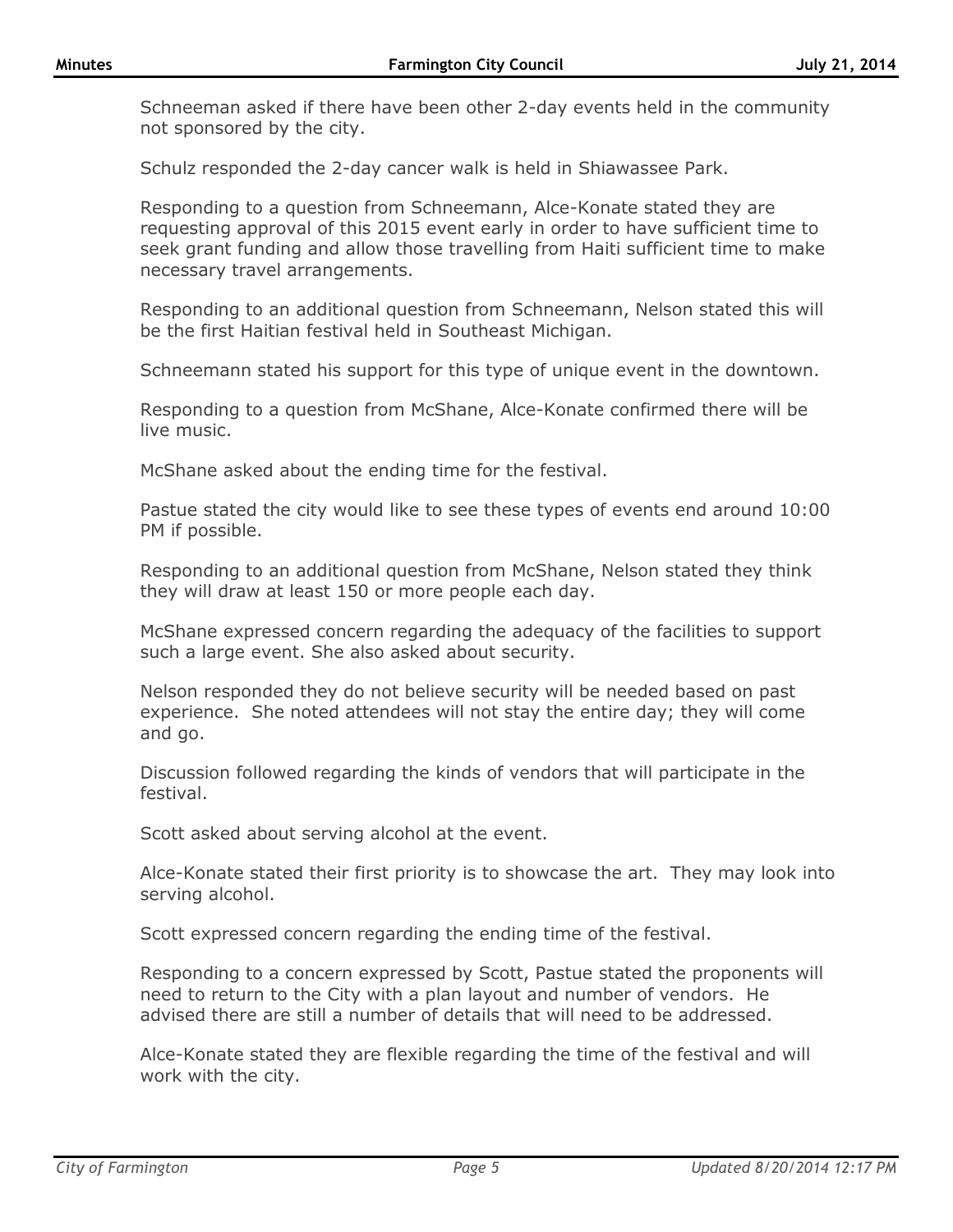Schneeman asked if there have been other 2-day events held in the community not sponsored by the city.

Schulz responded the 2-day cancer walk is held in Shiawassee Park.

Responding to a question from Schneemann, Alce-Konate stated they are requesting approval of this 2015 event early in order to have sufficient time to seek grant funding and allow those travelling from Haiti sufficient time to make necessary travel arrangements.

Responding to an additional question from Schneemann, Nelson stated this will be the first Haitian festival held in Southeast Michigan.

Schneemann stated his support for this type of unique event in the downtown.

Responding to a question from McShane, Alce-Konate confirmed there will be live music.

McShane asked about the ending time for the festival.

Pastue stated the city would like to see these types of events end around 10:00 PM if possible.

Responding to an additional question from McShane, Nelson stated they think they will draw at least 150 or more people each day.

McShane expressed concern regarding the adequacy of the facilities to support such a large event. She also asked about security.

Nelson responded they do not believe security will be needed based on past experience. She noted attendees will not stay the entire day; they will come and go.

Discussion followed regarding the kinds of vendors that will participate in the festival.

Scott asked about serving alcohol at the event.

Alce-Konate stated their first priority is to showcase the art. They may look into serving alcohol.

Scott expressed concern regarding the ending time of the festival.

Responding to a concern expressed by Scott, Pastue stated the proponents will need to return to the City with a plan layout and number of vendors. He advised there are still a number of details that will need to be addressed.

Alce-Konate stated they are flexible regarding the time of the festival and will work with the city.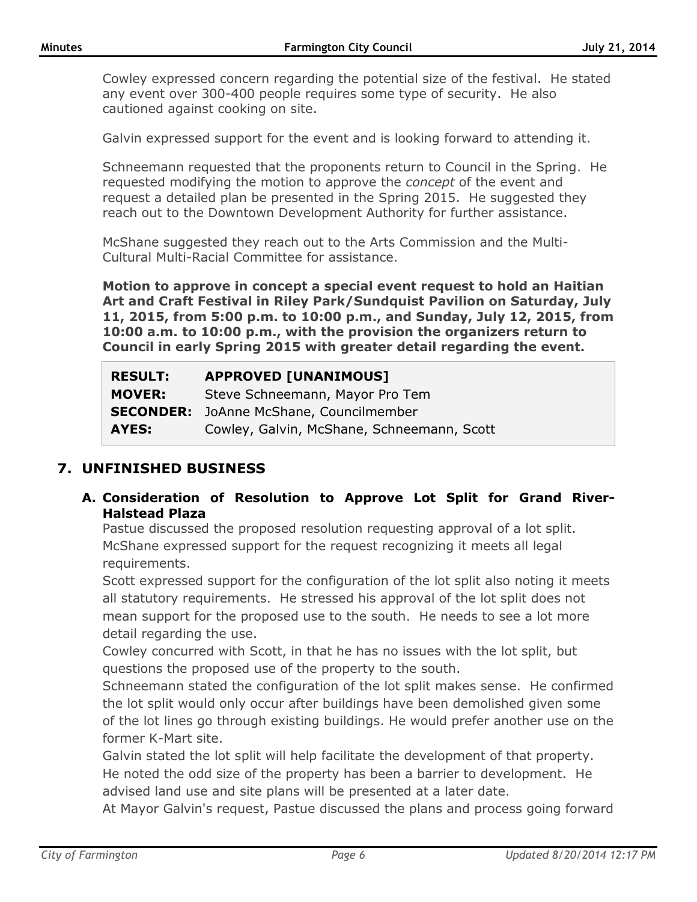Cowley expressed concern regarding the potential size of the festival. He stated any event over 300-400 people requires some type of security. He also cautioned against cooking on site.

Galvin expressed support for the event and is looking forward to attending it.

Schneemann requested that the proponents return to Council in the Spring. He requested modifying the motion to approve the *concept* of the event and request a detailed plan be presented in the Spring 2015. He suggested they reach out to the Downtown Development Authority for further assistance.

McShane suggested they reach out to the Arts Commission and the Multi-Cultural Multi-Racial Committee for assistance.

**Motion to approve in concept a special event request to hold an Haitian Art and Craft Festival in Riley Park/Sundquist Pavilion on Saturday, July 11, 2015, from 5:00 p.m. to 10:00 p.m., and Sunday, July 12, 2015, from 10:00 a.m. to 10:00 p.m., with the provision the organizers return to Council in early Spring 2015 with greater detail regarding the event.**

| | |
|---|---|
| **RESULT:** | **APPROVED [UNANIMOUS]** |
| **MOVER:** | Steve Schneemann, Mayor Pro Tem |
| **SECONDER:** | JoAnne McShane, Councilmember |
| **AYES:** | Cowley, Galvin, McShane, Schneemann, Scott |

## 7. UNFINISHED BUSINESS

### A. Consideration of Resolution to Approve Lot Split for Grand River-Halstead Plaza

Pastue discussed the proposed resolution requesting approval of a lot split.
McShane expressed support for the request recognizing it meets all legal requirements.
Scott expressed support for the configuration of the lot split also noting it meets all statutory requirements. He stressed his approval of the lot split does not mean support for the proposed use to the south. He needs to see a lot more detail regarding the use.
Cowley concurred with Scott, in that he has no issues with the lot split, but questions the proposed use of the property to the south.
Schneemann stated the configuration of the lot split makes sense. He confirmed the lot split would only occur after buildings have been demolished given some of the lot lines go through existing buildings. He would prefer another use on the former K-Mart site.
Galvin stated the lot split will help facilitate the development of that property. He noted the odd size of the property has been a barrier to development. He advised land use and site plans will be presented at a later date.
At Mayor Galvin's request, Pastue discussed the plans and process going forward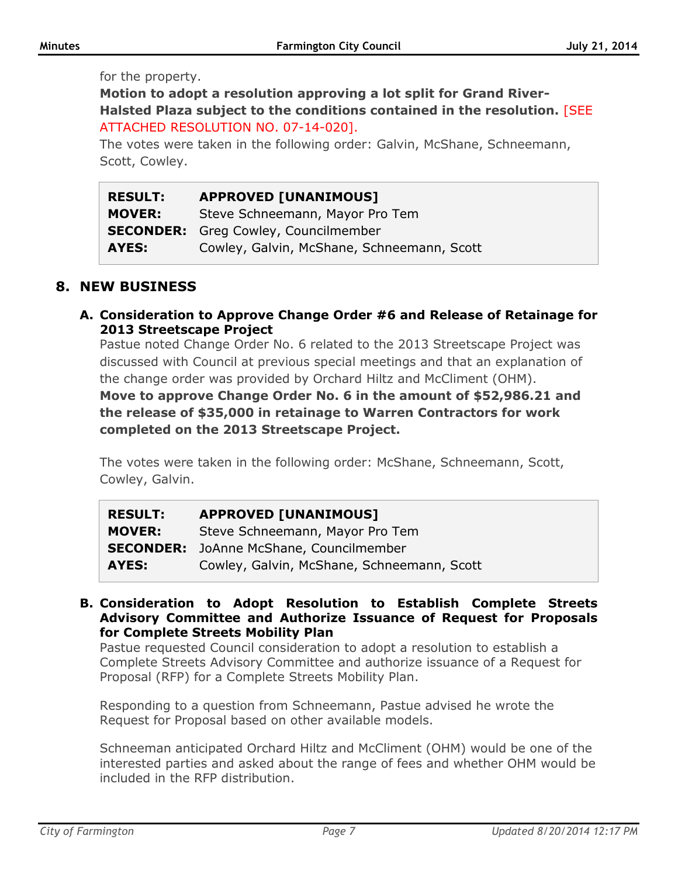for the property.

**Motion to adopt a resolution approving a lot split for Grand River-Halsted Plaza subject to the conditions contained in the resolution.** [SEE ATTACHED RESOLUTION NO. 07-14-020].

The votes were taken in the following order: Galvin, McShane, Schneemann, Scott, Cowley.

| | |
|---|---|
| **RESULT:** | **APPROVED [UNANIMOUS]** |
| **MOVER:** | Steve Schneemann, Mayor Pro Tem |
| **SECONDER:** | Greg Cowley, Councilmember |
| **AYES:** | Cowley, Galvin, McShane, Schneemann, Scott |

## 8. NEW BUSINESS

### A. Consideration to Approve Change Order #6 and Release of Retainage for 2013 Streetscape Project

Pastue noted Change Order No. 6 related to the 2013 Streetscape Project was discussed with Council at previous special meetings and that an explanation of the change order was provided by Orchard Hiltz and McCliment (OHM).

**Move to approve Change Order No. 6 in the amount of $52,986.21 and the release of $35,000 in retainage to Warren Contractors for work completed on the 2013 Streetscape Project.**

The votes were taken in the following order: McShane, Schneemann, Scott, Cowley, Galvin.

| | |
|---|---|
| **RESULT:** | **APPROVED [UNANIMOUS]** |
| **MOVER:** | Steve Schneemann, Mayor Pro Tem |
| **SECONDER:** | JoAnne McShane, Councilmember |
| **AYES:** | Cowley, Galvin, McShane, Schneemann, Scott |

### B. Consideration to Adopt Resolution to Establish Complete Streets Advisory Committee and Authorize Issuance of Request for Proposals for Complete Streets Mobility Plan

Pastue requested Council consideration to adopt a resolution to establish a Complete Streets Advisory Committee and authorize issuance of a Request for Proposal (RFP) for a Complete Streets Mobility Plan.

Responding to a question from Schneemann, Pastue advised he wrote the Request for Proposal based on other available models.

Schneeman anticipated Orchard Hiltz and McCliment (OHM) would be one of the interested parties and asked about the range of fees and whether OHM would be included in the RFP distribution.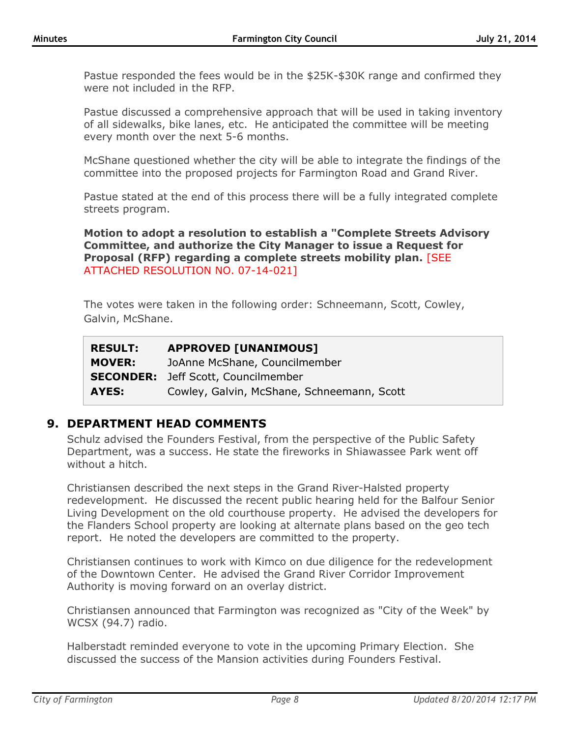Pastue responded the fees would be in the $25K-$30K range and confirmed they were not included in the RFP.

Pastue discussed a comprehensive approach that will be used in taking inventory of all sidewalks, bike lanes, etc. He anticipated the committee will be meeting every month over the next 5-6 months.

McShane questioned whether the city will be able to integrate the findings of the committee into the proposed projects for Farmington Road and Grand River.

Pastue stated at the end of this process there will be a fully integrated complete streets program.

**Motion to adopt a resolution to establish a "Complete Streets Advisory Committee, and authorize the City Manager to issue a Request for Proposal (RFP) regarding a complete streets mobility plan.** [SEE ATTACHED RESOLUTION NO. 07-14-021]

The votes were taken in the following order: Schneemann, Scott, Cowley, Galvin, McShane.

| | |
|---|---|
| **RESULT:** | **APPROVED [UNANIMOUS]** |
| **MOVER:** | JoAnne McShane, Councilmember |
| **SECONDER:** | Jeff Scott, Councilmember |
| **AYES:** | Cowley, Galvin, McShane, Schneemann, Scott |

## 9. DEPARTMENT HEAD COMMENTS

Schulz advised the Founders Festival, from the perspective of the Public Safety Department, was a success. He state the fireworks in Shiawassee Park went off without a hitch.

Christiansen described the next steps in the Grand River-Halsted property redevelopment. He discussed the recent public hearing held for the Balfour Senior Living Development on the old courthouse property. He advised the developers for the Flanders School property are looking at alternate plans based on the geo tech report. He noted the developers are committed to the property.

Christiansen continues to work with Kimco on due diligence for the redevelopment of the Downtown Center. He advised the Grand River Corridor Improvement Authority is moving forward on an overlay district.

Christiansen announced that Farmington was recognized as "City of the Week" by WCSX (94.7) radio.

Halberstadt reminded everyone to vote in the upcoming Primary Election. She discussed the success of the Mansion activities during Founders Festival.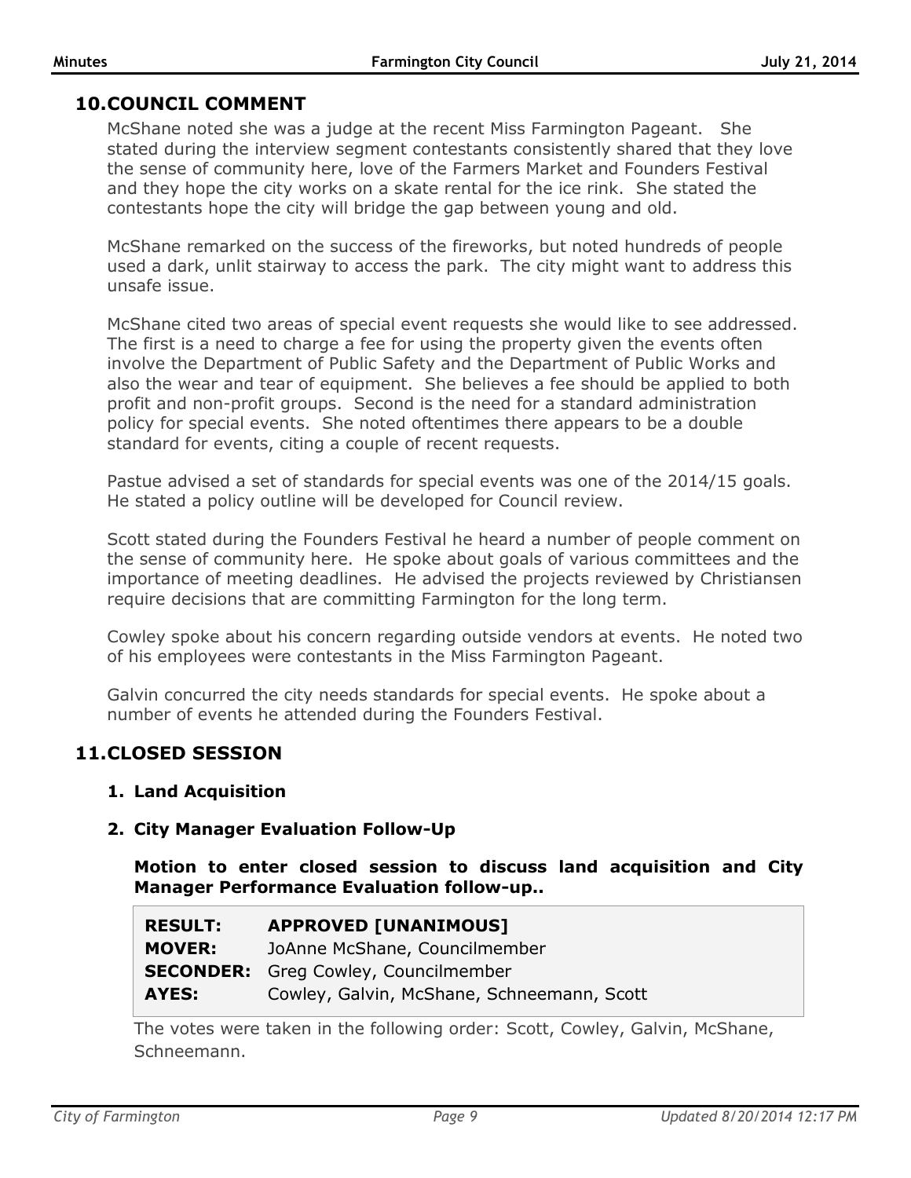## 10. COUNCIL COMMENT

McShane noted she was a judge at the recent Miss Farmington Pageant. She stated during the interview segment contestants consistently shared that they love the sense of community here, love of the Farmers Market and Founders Festival and they hope the city works on a skate rental for the ice rink. She stated the contestants hope the city will bridge the gap between young and old.

McShane remarked on the success of the fireworks, but noted hundreds of people used a dark, unlit stairway to access the park. The city might want to address this unsafe issue.

McShane cited two areas of special event requests she would like to see addressed. The first is a need to charge a fee for using the property given the events often involve the Department of Public Safety and the Department of Public Works and also the wear and tear of equipment. She believes a fee should be applied to both profit and non-profit groups. Second is the need for a standard administration policy for special events. She noted oftentimes there appears to be a double standard for events, citing a couple of recent requests.

Pastue advised a set of standards for special events was one of the 2014/15 goals. He stated a policy outline will be developed for Council review.

Scott stated during the Founders Festival he heard a number of people comment on the sense of community here. He spoke about goals of various committees and the importance of meeting deadlines. He advised the projects reviewed by Christiansen require decisions that are committing Farmington for the long term.

Cowley spoke about his concern regarding outside vendors at events. He noted two of his employees were contestants in the Miss Farmington Pageant.

Galvin concurred the city needs standards for special events. He spoke about a number of events he attended during the Founders Festival.

## 11. CLOSED SESSION

### 1. Land Acquisition

### 2. City Manager Evaluation Follow-Up

**Motion to enter closed session to discuss land acquisition and City Manager Performance Evaluation follow-up..**

| | |
|---|---|
| **RESULT:** | **APPROVED [UNANIMOUS]** |
| **MOVER:** | JoAnne McShane, Councilmember |
| **SECONDER:** | Greg Cowley, Councilmember |
| **AYES:** | Cowley, Galvin, McShane, Schneemann, Scott |

The votes were taken in the following order: Scott, Cowley, Galvin, McShane, Schneemann.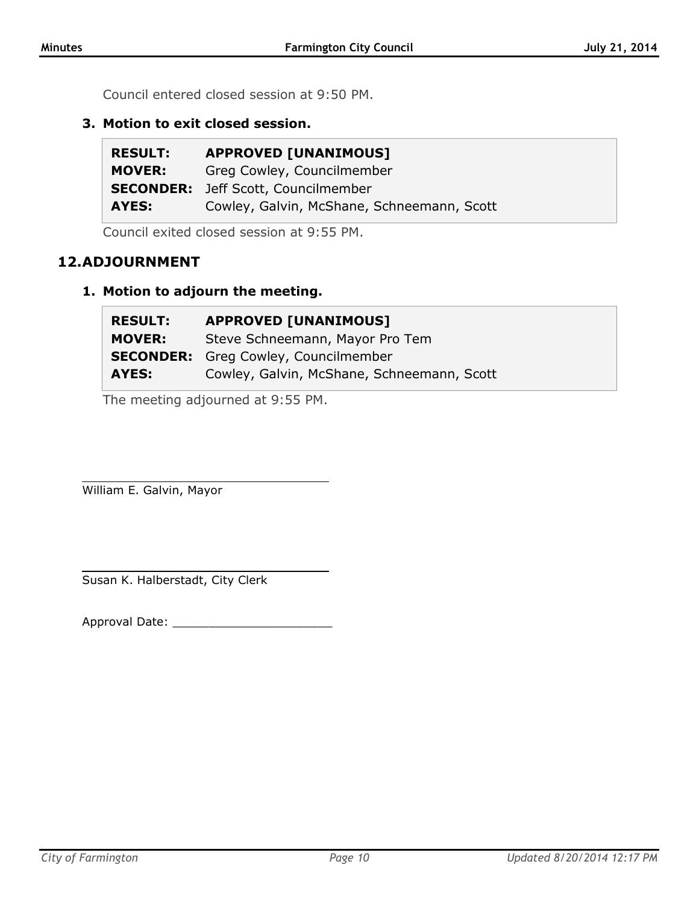Council entered closed session at 9:50 PM.

**3. Motion to exit closed session.**

| | |
|---|---|
| **RESULT:** | **APPROVED [UNANIMOUS]** |
| **MOVER:** | Greg Cowley, Councilmember |
| **SECONDER:** | Jeff Scott, Councilmember |
| **AYES:** | Cowley, Galvin, McShane, Schneemann, Scott |

Council exited closed session at 9:55 PM.

## 12. ADJOURNMENT

**1. Motion to adjourn the meeting.**

| | |
|---|---|
| **RESULT:** | **APPROVED [UNANIMOUS]** |
| **MOVER:** | Steve Schneemann, Mayor Pro Tem |
| **SECONDER:** | Greg Cowley, Councilmember |
| **AYES:** | Cowley, Galvin, McShane, Schneemann, Scott |

The meeting adjourned at 9:55 PM.

William E. Galvin, Mayor

Susan K. Halberstadt, City Clerk

Approval Date: ______________________